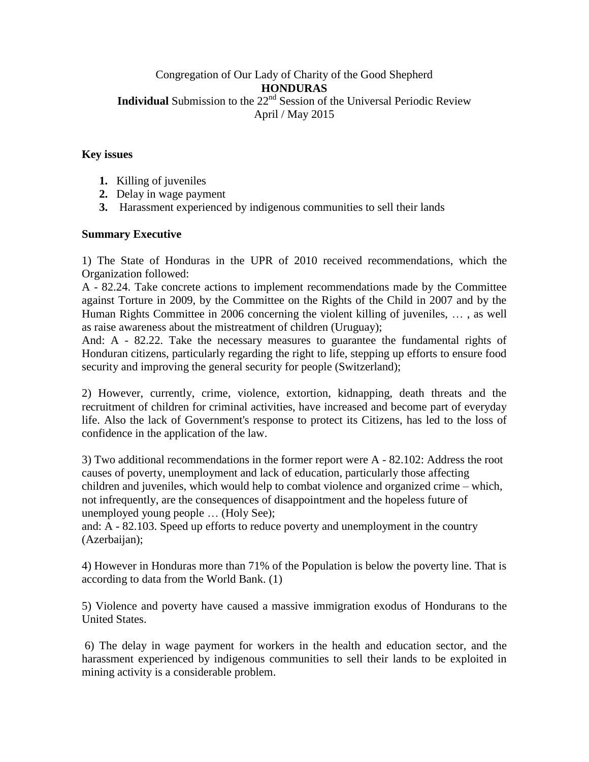Congregation of Our Lady of Charity of the Good Shepherd

**HONDURAS**

**Individual** Submission to the 22nd Session of the Universal Periodic Review

April / May 2015

**Key issues**

1. Killing of juveniles
2. Delay in wage payment
3. Harassment experienced by indigenous communities to sell their lands

**Summary Executive**

1) The State of Honduras in the UPR of 2010 received recommendations, which the Organization followed:
A - 82.24. Take concrete actions to implement recommendations made by the Committee against Torture in 2009, by the Committee on the Rights of the Child in 2007 and by the Human Rights Committee in 2006 concerning the violent killing of juveniles, … , as well as raise awareness about the mistreatment of children (Uruguay);
And: A - 82.22. Take the necessary measures to guarantee the fundamental rights of Honduran citizens, particularly regarding the right to life, stepping up efforts to ensure food security and improving the general security for people (Switzerland);

2) However, currently, crime, violence, extortion, kidnapping, death threats and the recruitment of children for criminal activities, have increased and become part of everyday life. Also the lack of Government's response to protect its Citizens, has led to the loss of confidence in the application of the law.

3) Two additional recommendations in the former report were A - 82.102: Address the root causes of poverty, unemployment and lack of education, particularly those affecting children and juveniles, which would help to combat violence and organized crime – which, not infrequently, are the consequences of disappointment and the hopeless future of unemployed young people … (Holy See);
and: A - 82.103. Speed up efforts to reduce poverty and unemployment in the country (Azerbaijan);

4) However in Honduras more than 71% of the Population is below the poverty line. That is according to data from the World Bank. (1)

5) Violence and poverty have caused a massive immigration exodus of Hondurans to the United States.

6) The delay in wage payment for workers in the health and education sector, and the harassment experienced by indigenous communities to sell their lands to be exploited in mining activity is a considerable problem.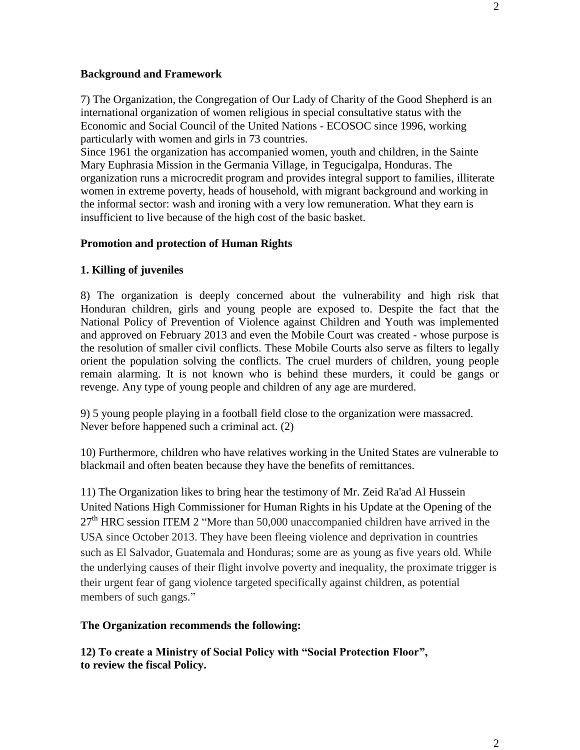**Background and Framework**

7) The Organization, the Congregation of Our Lady of Charity of the Good Shepherd is an international organization of women religious in special consultative status with the Economic and Social Council of the United Nations - ECOSOC since 1996, working particularly with women and girls in 73 countries.
Since 1961 the organization has accompanied women, youth and children, in the Sainte Mary Euphrasia Mission in the Germania Village, in Tegucigalpa, Honduras. The organization runs a microcredit program and provides integral support to families, illiterate women in extreme poverty, heads of household, with migrant background and working in the informal sector: wash and ironing with a very low remuneration. What they earn is insufficient to live because of the high cost of the basic basket.

**Promotion and protection of Human Rights**

**1. Killing of juveniles**

8) The organization is deeply concerned about the vulnerability and high risk that Honduran children, girls and young people are exposed to. Despite the fact that the National Policy of Prevention of Violence against Children and Youth was implemented and approved on February 2013 and even the Mobile Court was created - whose purpose is the resolution of smaller civil conflicts. These Mobile Courts also serve as filters to legally orient the population solving the conflicts. The cruel murders of children, young people remain alarming. It is not known who is behind these murders, it could be gangs or revenge. Any type of young people and children of any age are murdered.

9) 5 young people playing in a football field close to the organization were massacred. Never before happened such a criminal act. (2)

10) Furthermore, children who have relatives working in the United States are vulnerable to blackmail and often beaten because they have the benefits of remittances.

11) The Organization likes to bring hear the testimony of Mr. Zeid Ra'ad Al Hussein United Nations High Commissioner for Human Rights in his Update at the Opening of the 27th HRC session ITEM 2 "More than 50,000 unaccompanied children have arrived in the USA since October 2013. They have been fleeing violence and deprivation in countries such as El Salvador, Guatemala and Honduras; some are as young as five years old. While the underlying causes of their flight involve poverty and inequality, the proximate trigger is their urgent fear of gang violence targeted specifically against children, as potential members of such gangs."

**The Organization recommends the following:**

**12) To create a Ministry of Social Policy with "Social Protection Floor", to review the fiscal Policy.**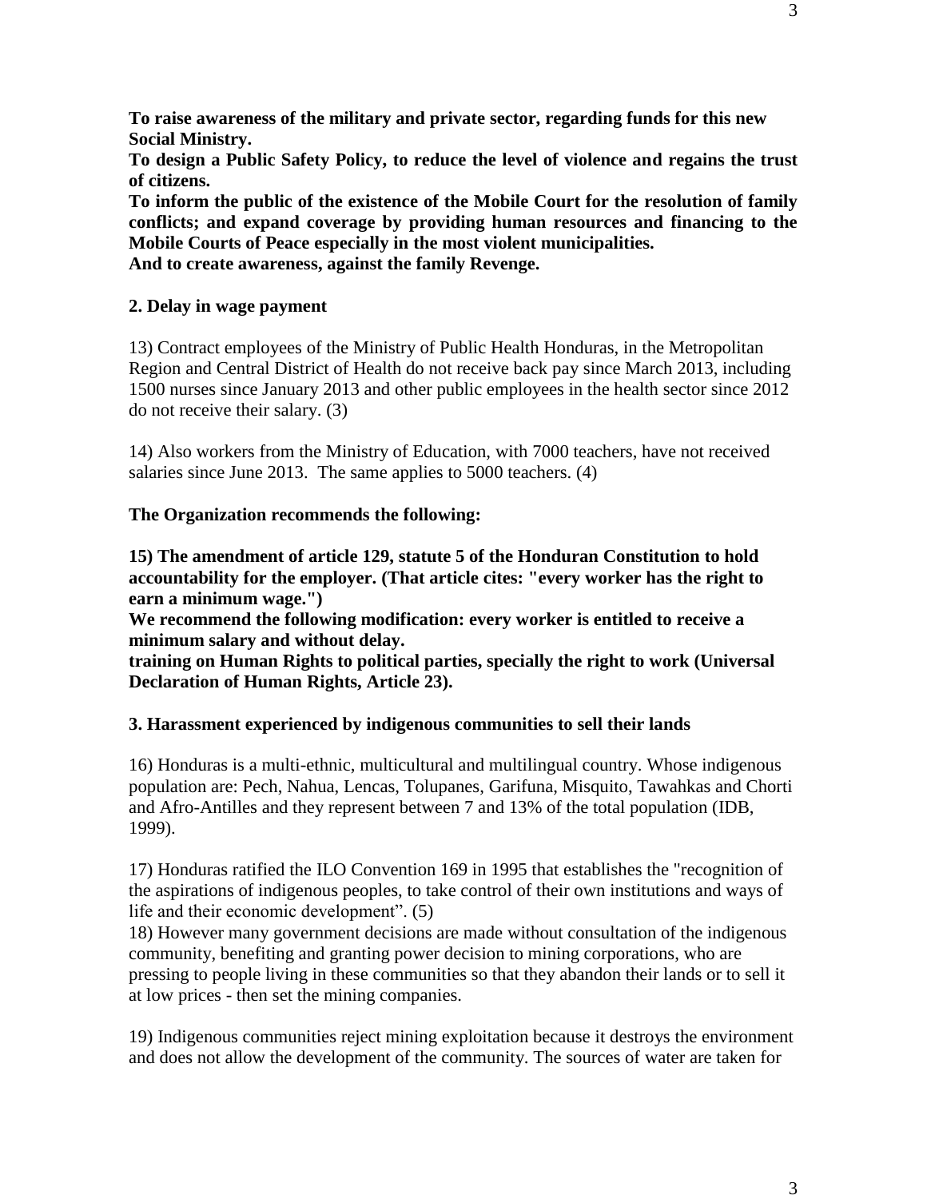**To raise awareness of the military and private sector, regarding funds for this new Social Ministry.**
**To design a Public Safety Policy, to reduce the level of violence and regains the trust of citizens.**
**To inform the public of the existence of the Mobile Court for the resolution of family conflicts; and expand coverage by providing human resources and financing to the Mobile Courts of Peace especially in the most violent municipalities.**
**And to create awareness, against the family Revenge.**

**2. Delay in wage payment**

13) Contract employees of the Ministry of Public Health Honduras, in the Metropolitan Region and Central District of Health do not receive back pay since March 2013, including 1500 nurses since January 2013 and other public employees in the health sector since 2012 do not receive their salary. (3)

14) Also workers from the Ministry of Education, with 7000 teachers, have not received salaries since June 2013. The same applies to 5000 teachers. (4)

**The Organization recommends the following:**

**15) The amendment of article 129, statute 5 of the Honduran Constitution to hold accountability for the employer. (That article cites: "every worker has the right to earn a minimum wage.")**
**We recommend the following modification: every worker is entitled to receive a minimum salary and without delay.**
**training on Human Rights to political parties, specially the right to work (Universal Declaration of Human Rights, Article 23).**

**3. Harassment experienced by indigenous communities to sell their lands**

16) Honduras is a multi-ethnic, multicultural and multilingual country. Whose indigenous population are: Pech, Nahua, Lencas, Tolupanes, Garifuna, Misquito, Tawahkas and Chorti and Afro-Antilles and they represent between 7 and 13% of the total population (IDB, 1999).

17) Honduras ratified the ILO Convention 169 in 1995 that establishes the "recognition of the aspirations of indigenous peoples, to take control of their own institutions and ways of life and their economic development". (5)
18) However many government decisions are made without consultation of the indigenous community, benefiting and granting power decision to mining corporations, who are pressing to people living in these communities so that they abandon their lands or to sell it at low prices - then set the mining companies.

19) Indigenous communities reject mining exploitation because it destroys the environment and does not allow the development of the community. The sources of water are taken for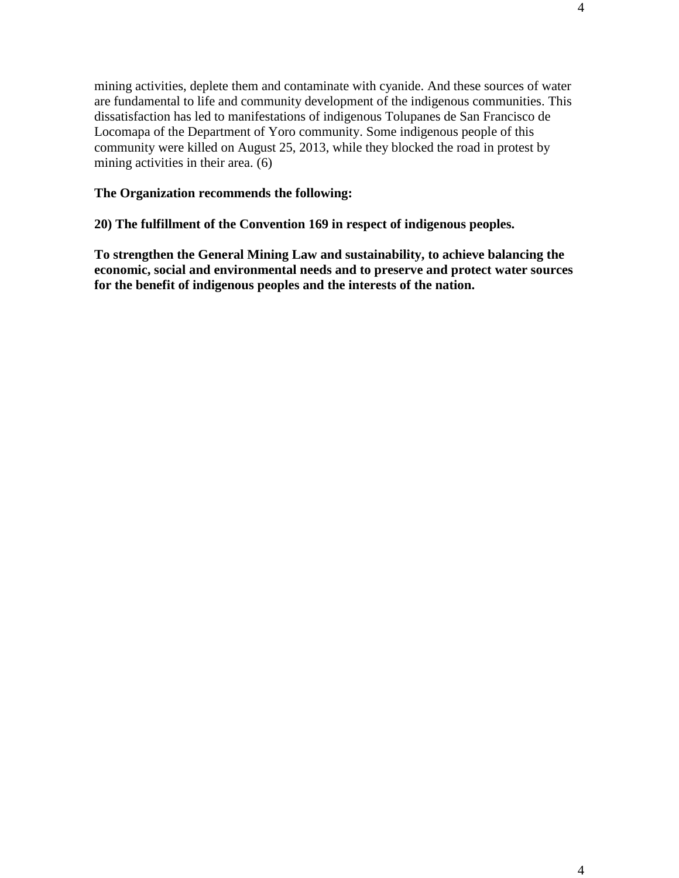mining activities, deplete them and contaminate with cyanide. And these sources of water are fundamental to life and community development of the indigenous communities. This dissatisfaction has led to manifestations of indigenous Tolupanes de San Francisco de Locomapa of the Department of Yoro community. Some indigenous people of this community were killed on August 25, 2013, while they blocked the road in protest by mining activities in their area. (6)

**The Organization recommends the following:**

**20) The fulfillment of the Convention 169 in respect of indigenous peoples.**

**To strengthen the General Mining Law and sustainability, to achieve balancing the economic, social and environmental needs and to preserve and protect water sources for the benefit of indigenous peoples and the interests of the nation.**